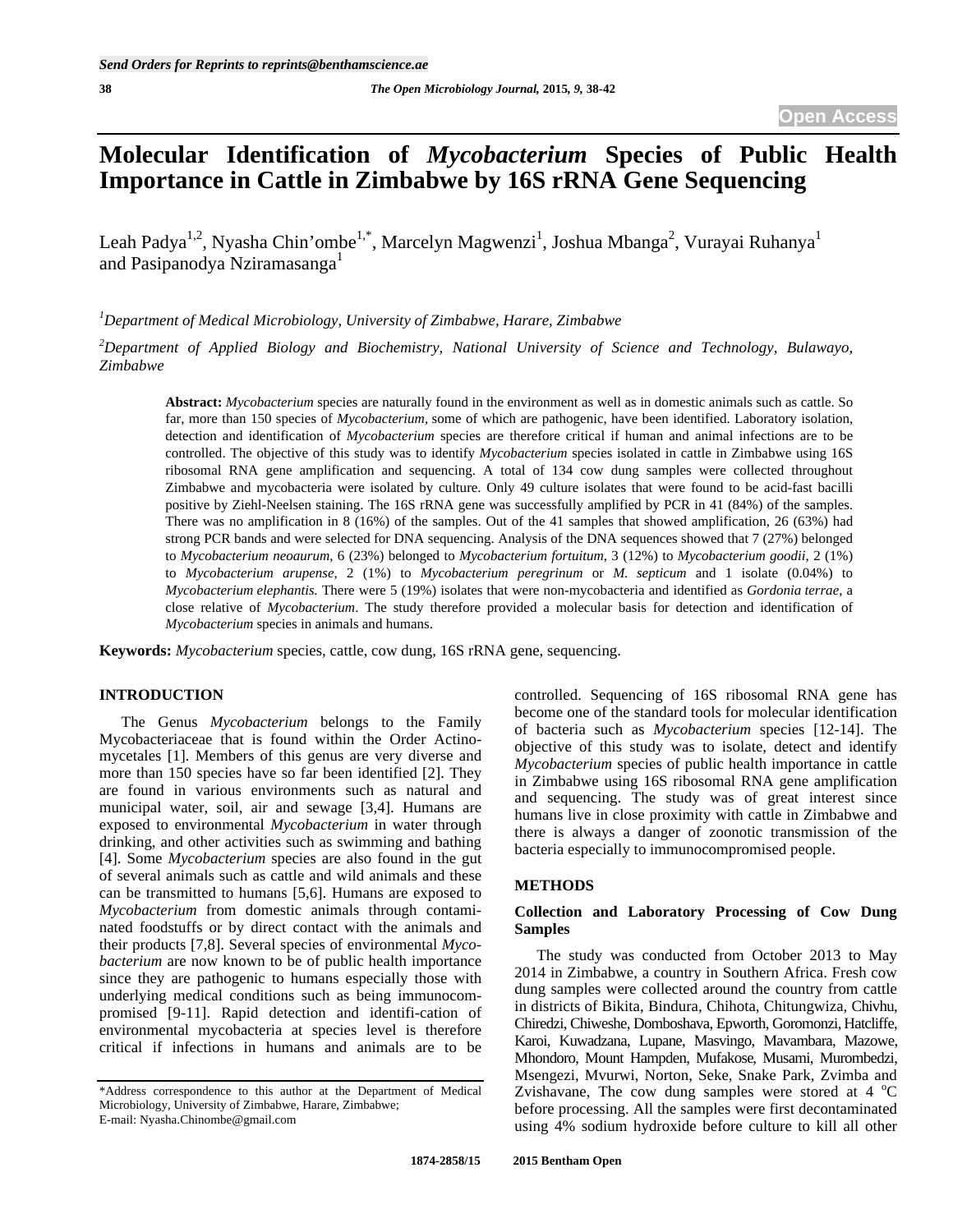# Molecular Identification of *Mycobacterium* Species of Public Health Importance in Cattle in Zimbabwe by 16S rRNA Gene Sequencing

Leah Padya[1,2], Nyasha Chin'ombe[1,*], Marcelyn Magwenzi[1], Joshua Mbanga[2], Vurayai Ruhanya[1] and Pasipanodya Nziramasanga[1]

[1]*Department of Medical Microbiology, University of Zimbabwe, Harare, Zimbabwe*

[2]*Department of Applied Biology and Biochemistry, National University of Science and Technology, Bulawayo, Zimbabwe*

**Abstract:** *Mycobacterium* species are naturally found in the environment as well as in domestic animals such as cattle. So far, more than 150 species of *Mycobacterium*, some of which are pathogenic, have been identified. Laboratory isolation, detection and identification of *Mycobacterium* species are therefore critical if human and animal infections are to be controlled. The objective of this study was to identify *Mycobacterium* species isolated in cattle in Zimbabwe using 16S ribosomal RNA gene amplification and sequencing. A total of 134 cow dung samples were collected throughout Zimbabwe and mycobacteria were isolated by culture. Only 49 culture isolates that were found to be acid-fast bacilli positive by Ziehl-Neelsen staining. The 16S rRNA gene was successfully amplified by PCR in 41 (84%) of the samples. There was no amplification in 8 (16%) of the samples. Out of the 41 samples that showed amplification, 26 (63%) had strong PCR bands and were selected for DNA sequencing. Analysis of the DNA sequences showed that 7 (27%) belonged to *Mycobacterium neoaurum*, 6 (23%) belonged to *Mycobacterium fortuitum*, 3 (12%) to *Mycobacterium goodii*, 2 (1%) to *Mycobacterium arupense*, 2 (1%) to *Mycobacterium peregrinum* or *M. septicum* and 1 isolate (0.04%) to *Mycobacterium elephantis.* There were 5 (19%) isolates that were non-mycobacteria and identified as *Gordonia terrae*, a close relative of *Mycobacterium*. The study therefore provided a molecular basis for detection and identification of *Mycobacterium* species in animals and humans.

**Keywords:** *Mycobacterium* species, cattle, cow dung, 16S rRNA gene, sequencing.

## INTRODUCTION

The Genus *Mycobacterium* belongs to the Family Mycobacteriaceae that is found within the Order Actinomycetales [1]. Members of this genus are very diverse and more than 150 species have so far been identified [2]. They are found in various environments such as natural and municipal water, soil, air and sewage [3,4]. Humans are exposed to environmental *Mycobacterium* in water through drinking, and other activities such as swimming and bathing [4]. Some *Mycobacterium* species are also found in the gut of several animals such as cattle and wild animals and these can be transmitted to humans [5,6]. Humans are exposed to *Mycobacterium* from domestic animals through contaminated foodstuffs or by direct contact with the animals and their products [7,8]. Several species of environmental *Mycobacterium* are now known to be of public health importance since they are pathogenic to humans especially those with underlying medical conditions such as being immunocompromised [9-11]. Rapid detection and identifi-cation of environmental mycobacteria at species level is therefore critical if infections in humans and animals are to be controlled. Sequencing of 16S ribosomal RNA gene has become one of the standard tools for molecular identification of bacteria such as *Mycobacterium* species [12-14]. The objective of this study was to isolate, detect and identify *Mycobacterium* species of public health importance in cattle in Zimbabwe using 16S ribosomal RNA gene amplification and sequencing. The study was of great interest since humans live in close proximity with cattle in Zimbabwe and there is always a danger of zoonotic transmission of the bacteria especially to immunocompromised people.

## METHODS

### Collection and Laboratory Processing of Cow Dung Samples

The study was conducted from October 2013 to May 2014 in Zimbabwe, a country in Southern Africa. Fresh cow dung samples were collected around the country from cattle in districts of Bikita, Bindura, Chihota, Chitungwiza, Chivhu, Chiredzi, Chiweshe, Domboshava, Epworth, Goromonzi, Hatcliffe, Karoi, Kuwadzana, Lupane, Masvingo, Mavambara, Mazowe, Mhondoro, Mount Hampden, Mufakose, Musami, Murombedzi, Msengezi, Mvurwi, Norton, Seke, Snake Park, Zvimba and Zvishavane, The cow dung samples were stored at 4 $^{o}$C before processing. All the samples were first decontaminated using 4% sodium hydroxide before culture to kill all other

*Address correspondence to this author at the Department of Medical Microbiology, University of Zimbabwe, Harare, Zimbabwe;
E-mail: Nyasha.Chinombe@gmail.com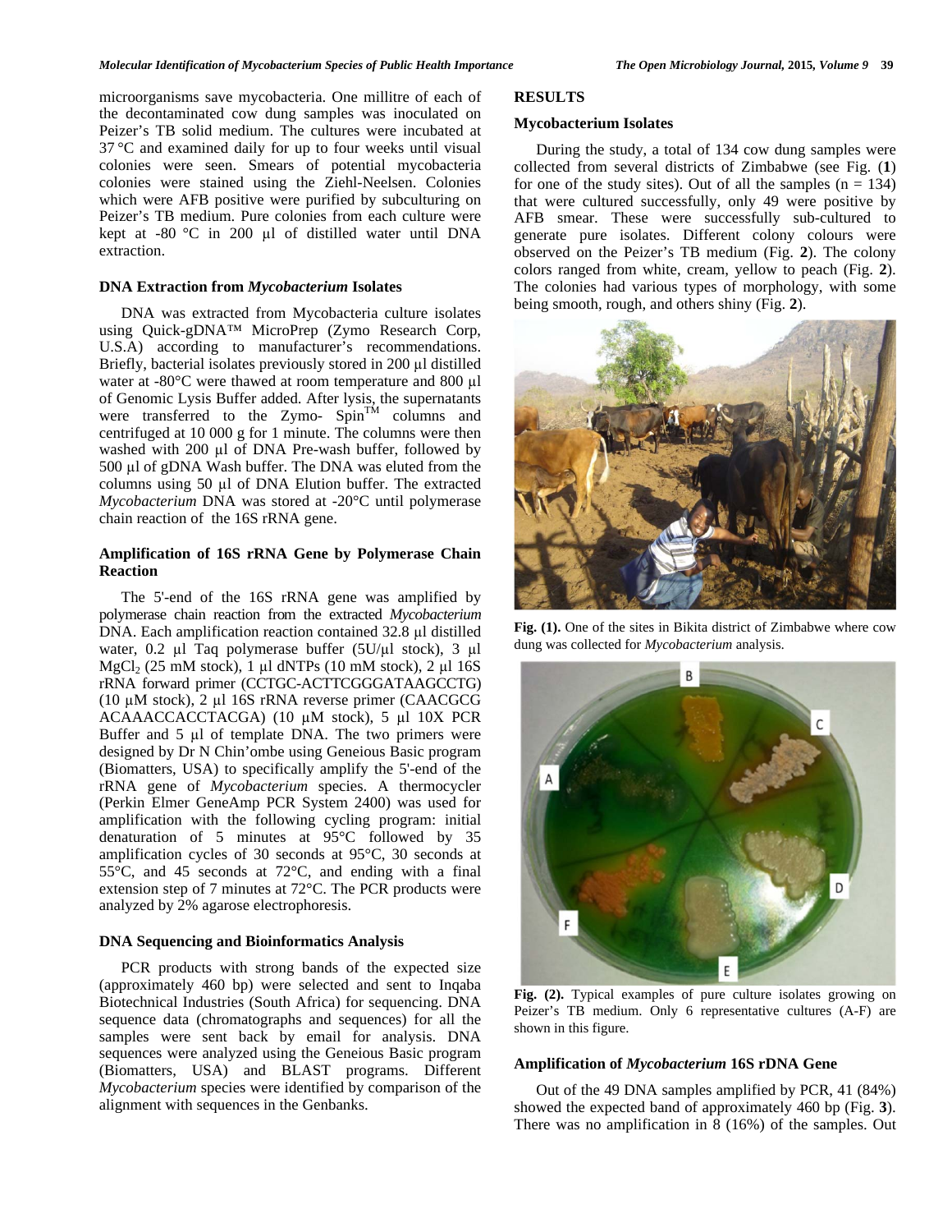microorganisms save mycobacteria. One millitre of each of the decontaminated cow dung samples was inoculated on Peizer's TB solid medium. The cultures were incubated at 37 °C and examined daily for up to four weeks until visual colonies were seen. Smears of potential mycobacteria colonies were stained using the Ziehl-Neelsen. Colonies which were AFB positive were purified by subculturing on Peizer's TB medium. Pure colonies from each culture were kept at -80 °C in 200 µl of distilled water until DNA extraction.

### DNA Extraction from *Mycobacterium* Isolates

DNA was extracted from Mycobacteria culture isolates using Quick-gDNA™ MicroPrep (Zymo Research Corp, U.S.A) according to manufacturer's recommendations. Briefly, bacterial isolates previously stored in 200 µl distilled water at -80°C were thawed at room temperature and 800 µl of Genomic Lysis Buffer added. After lysis, the supernatants were transferred to the Zymo- Spin™ columns and centrifuged at 10 000 g for 1 minute. The columns were then washed with 200 µl of DNA Pre-wash buffer, followed by 500 µl of gDNA Wash buffer. The DNA was eluted from the columns using 50 µl of DNA Elution buffer. The extracted *Mycobacterium* DNA was stored at -20°C until polymerase chain reaction of the 16S rRNA gene.

### Amplification of 16S rRNA Gene by Polymerase Chain Reaction

The 5'-end of the 16S rRNA gene was amplified by polymerase chain reaction from the extracted *Mycobacterium* DNA. Each amplification reaction contained 32.8 µl distilled water, 0.2 µl Taq polymerase buffer (5U/µl stock), 3 µl $MgCl_2$ (25 mM stock), 1 µl dNTPs (10 mM stock), 2 µl 16S rRNA forward primer (CCTGC-ACTTCGGGATAAGCCTG) (10 µM stock), 2 µl 16S rRNA reverse primer (CAACGCG ACAAACCACCTACGA) (10 µM stock), 5 µl 10X PCR Buffer and 5 µl of template DNA. The two primers were designed by Dr N Chin'ombe using Geneious Basic program (Biomatters, USA) to specifically amplify the 5'-end of the rRNA gene of *Mycobacterium* species. A thermocycler (Perkin Elmer GeneAmp PCR System 2400) was used for amplification with the following cycling program: initial denaturation of 5 minutes at 95°C followed by 35 amplification cycles of 30 seconds at 95°C, 30 seconds at 55°C, and 45 seconds at 72°C, and ending with a final extension step of 7 minutes at 72°C. The PCR products were analyzed by 2% agarose electrophoresis.

### DNA Sequencing and Bioinformatics Analysis

PCR products with strong bands of the expected size (approximately 460 bp) were selected and sent to Inqaba Biotechnical Industries (South Africa) for sequencing. DNA sequence data (chromatographs and sequences) for all the samples were sent back by email for analysis. DNA sequences were analyzed using the Geneious Basic program (Biomatters, USA) and BLAST programs. Different *Mycobacterium* species were identified by comparison of the alignment with sequences in the Genbanks.

## RESULTS

### Mycobacterium Isolates

During the study, a total of 134 cow dung samples were collected from several districts of Zimbabwe (see Fig. (**1**) for one of the study sites). Out of all the samples (n = 134) that were cultured successfully, only 49 were positive by AFB smear. These were successfully sub-cultured to generate pure isolates. Different colony colours were observed on the Peizer's TB medium (Fig. **2**). The colony colors ranged from white, cream, yellow to peach (Fig. **2**). The colonies had various types of morphology, with some being smooth, rough, and others shiny (Fig. **2**).

**Fig. (1).** One of the sites in Bikita district of Zimbabwe where cow dung was collected for *Mycobacterium* analysis.

**Fig. (2).** Typical examples of pure culture isolates growing on Peizer's TB medium. Only 6 representative cultures (A-F) are shown in this figure.

### Amplification of *Mycobacterium* 16S rDNA Gene

Out of the 49 DNA samples amplified by PCR, 41 (84%) showed the expected band of approximately 460 bp (Fig. **3**). There was no amplification in 8 (16%) of the samples. Out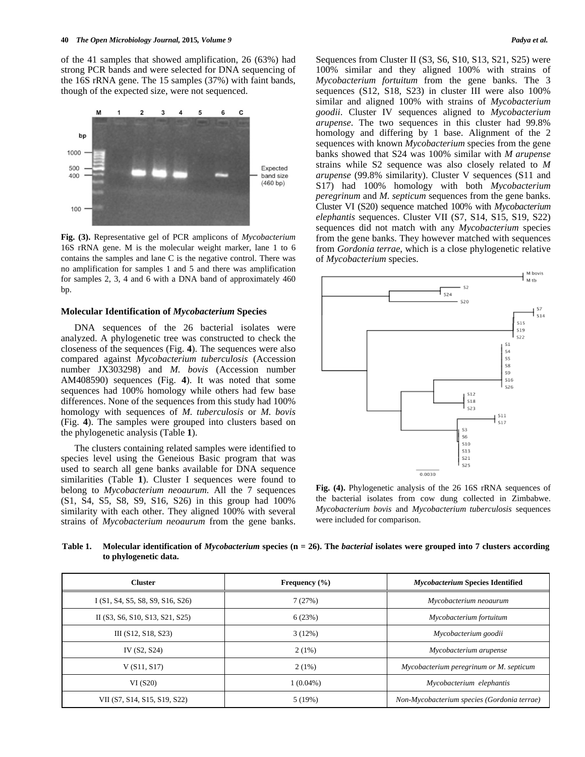of the 41 samples that showed amplification, 26 (63%) had strong PCR bands and were selected for DNA sequencing of the 16S rRNA gene. The 15 samples (37%) with faint bands, though of the expected size, were not sequenced.

**Fig. (3).** Representative gel of PCR amplicons of *Mycobacterium* 16S rRNA gene. M is the molecular weight marker, lane 1 to 6 contains the samples and lane C is the negative control. There was no amplification for samples 1 and 5 and there was amplification for samples 2, 3, 4 and 6 with a DNA band of approximately 460 bp.

### Molecular Identification of *Mycobacterium* Species

DNA sequences of the 26 bacterial isolates were analyzed. A phylogenetic tree was constructed to check the closeness of the sequences (Fig. **4**). The sequences were also compared against *Mycobacterium tuberculosis* (Accession number JX303298) and *M. bovis* (Accession number AM408590) sequences (Fig. **4**). It was noted that some sequences had 100% homology while others had few base differences. None of the sequences from this study had 100% homology with sequences of *M. tuberculosis* or *M. bovis* (Fig. **4**). The samples were grouped into clusters based on the phylogenetic analysis (Table **1**).

The clusters containing related samples were identified to species level using the Geneious Basic program that was used to search all gene banks available for DNA sequence similarities (Table **1**). Cluster I sequences were found to belong to *Mycobacterium neoaurum.* All the 7 sequences (S1, S4, S5, S8, S9, S16, S26) in this group had 100% similarity with each other. They aligned 100% with several strains of *Mycobacterium neoaurum* from the gene banks. Sequences from Cluster II (S3, S6, S10, S13, S21, S25) were 100% similar and they aligned 100% with strains of *Mycobacterium fortuitum* from the gene banks. The 3 sequences (S12, S18, S23) in cluster III were also 100% similar and aligned 100% with strains of *Mycobacterium goodii*. Cluster IV sequences aligned to *Mycobacterium arupense*. The two sequences in this cluster had 99.8% homology and differing by 1 base. Alignment of the 2 sequences with known *Mycobacterium* species from the gene banks showed that S24 was 100% similar with *M arupense* strains while S2 sequence was also closely related to *M arupense* (99.8% similarity). Cluster V sequences (S11 and S17) had 100% homology with both *Mycobacterium peregrinum* and *M. septicum* sequences from the gene banks. Cluster VI (S20) sequence matched 100% with *Mycobacterium elephantis* sequences. Cluster VII (S7, S14, S15, S19, S22) sequences did not match with any *Mycobacterium* species from the gene banks. They however matched with sequences from *Gordonia terrae*, which is a close phylogenetic relative of *Mycobacterium* species.

**Fig. (4).** Phylogenetic analysis of the 26 16S rRNA sequences of the bacterial isolates from cow dung collected in Zimbabwe. *Mycobacterium bovis* and *Mycobacterium tuberculosis* sequences were included for comparison.

**Table 1. Molecular identification of *Mycobacterium* species (n = 26). The *bacterial* isolates were grouped into 7 clusters according to phylogenetic data.**

| Cluster | Frequency (%) | *Mycobacterium* Species Identified |
|---|---|---|
| I (S1, S4, S5, S8, S9, S16, S26) | 7 (27%) | *Mycobacterium neoaurum* |
| II (S3, S6, S10, S13, S21, S25) | 6 (23%) | *Mycobacterium fortuitum* |
| III (S12, S18, S23) | 3 (12%) | *Mycobacterium goodii* |
| IV (S2, S24) | 2 (1%) | *Mycobacterium arupense* |
| V (S11, S17) | 2 (1%) | *Mycobacterium peregrinum or M. septicum* |
| VI (S20) | 1 (0.04%) | *Mycobacterium elephantis* |
| VII (S7, S14, S15, S19, S22) | 5 (19%) | *Non-Mycobacterium species (Gordonia terrae)* |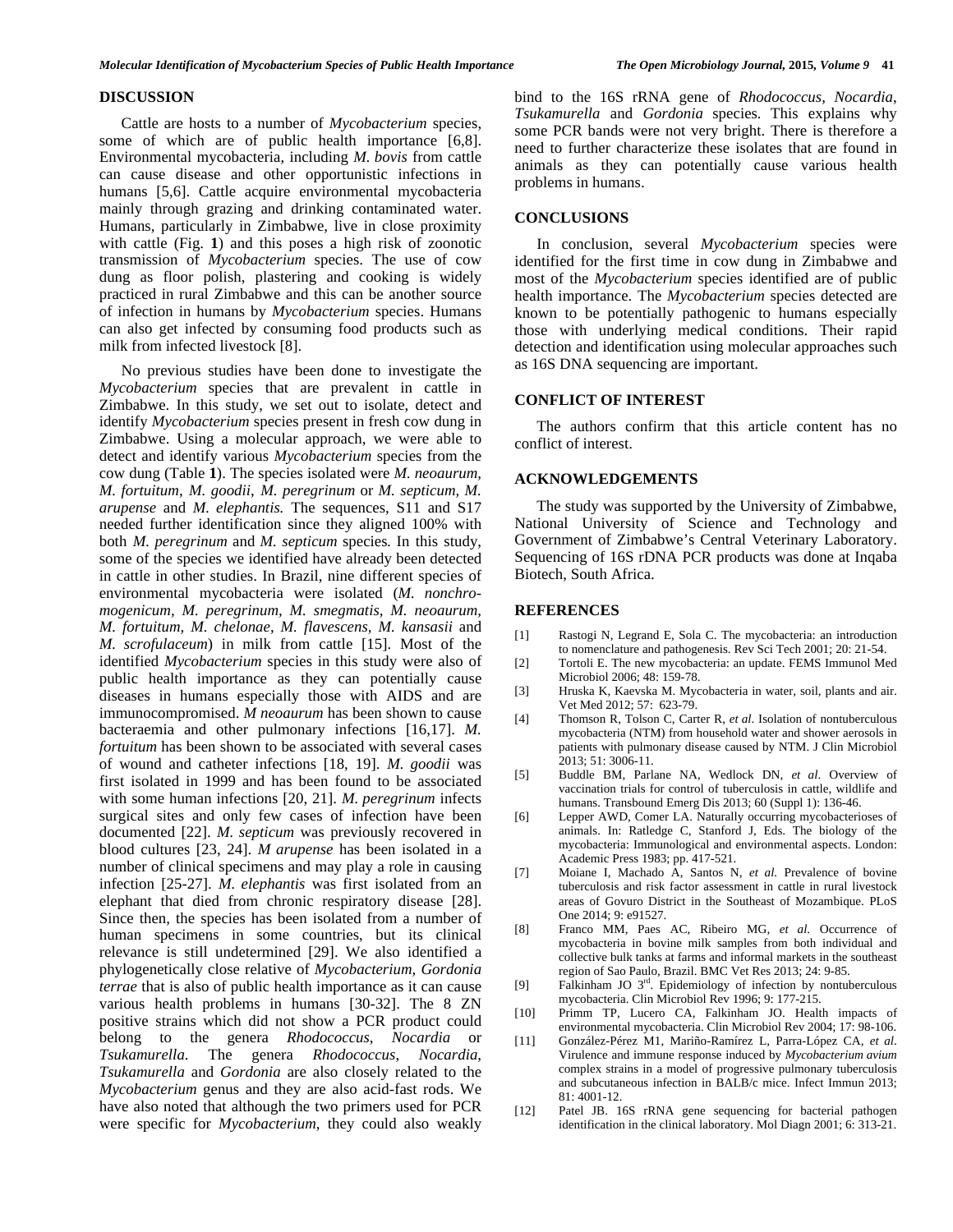## DISCUSSION

Cattle are hosts to a number of *Mycobacterium* species, some of which are of public health importance [6,8]. Environmental mycobacteria, including *M. bovis* from cattle can cause disease and other opportunistic infections in humans [5,6]. Cattle acquire environmental mycobacteria mainly through grazing and drinking contaminated water. Humans, particularly in Zimbabwe, live in close proximity with cattle (Fig. **1**) and this poses a high risk of zoonotic transmission of *Mycobacterium* species. The use of cow dung as floor polish, plastering and cooking is widely practiced in rural Zimbabwe and this can be another source of infection in humans by *Mycobacterium* species. Humans can also get infected by consuming food products such as milk from infected livestock [8].

No previous studies have been done to investigate the *Mycobacterium* species that are prevalent in cattle in Zimbabwe. In this study, we set out to isolate, detect and identify *Mycobacterium* species present in fresh cow dung in Zimbabwe. Using a molecular approach, we were able to detect and identify various *Mycobacterium* species from the cow dung (Table **1**). The species isolated were *M. neoaurum, M. fortuitum, M. goodii, M. peregrinum* or *M. septicum, M. arupense* and *M. elephantis.* The sequences, S11 and S17 needed further identification since they aligned 100% with both *M. peregrinum* and *M. septicum* species*.* In this study, some of the species we identified have already been detected in cattle in other studies. In Brazil, nine different species of environmental mycobacteria were isolated (*M. nonchromogenicum, M. peregrinum, M. smegmatis, M. neoaurum, M. fortuitum, M. chelonae, M. flavescens, M. kansasii* and *M. scrofulaceum*) in milk from cattle [15]. Most of the identified *Mycobacterium* species in this study were also of public health importance as they can potentially cause diseases in humans especially those with AIDS and are immunocompromised. *M neoaurum* has been shown to cause bacteraemia and other pulmonary infections [16,17]. *M. fortuitum* has been shown to be associated with several cases of wound and catheter infections [18, 19]. *M. goodii* was first isolated in 1999 and has been found to be associated with some human infections [20, 21]. *M. peregrinum* infects surgical sites and only few cases of infection have been documented [22]. *M. septicum* was previously recovered in blood cultures [23, 24]. *M arupense* has been isolated in a number of clinical specimens and may play a role in causing infection [25-27]. *M. elephantis* was first isolated from an elephant that died from chronic respiratory disease [28]. Since then, the species has been isolated from a number of human specimens in some countries, but its clinical relevance is still undetermined [29]. We also identified a phylogenetically close relative of *Mycobacterium, Gordonia terrae* that is also of public health importance as it can cause various health problems in humans [30-32]. The 8 ZN positive strains which did not show a PCR product could belong to the genera *Rhodococcus, Nocardia* or *Tsukamurella*. The genera *Rhodococcus, Nocardia, Tsukamurella* and *Gordonia* are also closely related to the *Mycobacterium* genus and they are also acid-fast rods. We have also noted that although the two primers used for PCR were specific for *Mycobacterium,* they could also weakly bind to the 16S rRNA gene of *Rhodococcus, Nocardia, Tsukamurella* and *Gordonia* species. This explains why some PCR bands were not very bright. There is therefore a need to further characterize these isolates that are found in animals as they can potentially cause various health problems in humans.

## CONCLUSIONS

In conclusion, several *Mycobacterium* species were identified for the first time in cow dung in Zimbabwe and most of the *Mycobacterium* species identified are of public health importance. The *Mycobacterium* species detected are known to be potentially pathogenic to humans especially those with underlying medical conditions. Their rapid detection and identification using molecular approaches such as 16S DNA sequencing are important.

## CONFLICT OF INTEREST

The authors confirm that this article content has no conflict of interest.

## ACKNOWLEDGEMENTS

The study was supported by the University of Zimbabwe, National University of Science and Technology and Government of Zimbabwe's Central Veterinary Laboratory. Sequencing of 16S rDNA PCR products was done at Inqaba Biotech, South Africa.

## REFERENCES

[1] Rastogi N, Legrand E, Sola C. The mycobacteria: an introduction to nomenclature and pathogenesis. Rev Sci Tech 2001; 20: 21-54.

[2] Tortoli E. The new mycobacteria: an update. FEMS Immunol Med Microbiol 2006; 48: 159-78.

[3] Hruska K, Kaevska M. Mycobacteria in water, soil, plants and air. Vet Med 2012; 57: 623-79.

[4] Thomson R, Tolson C, Carter R, *et al*. Isolation of nontuberculous mycobacteria (NTM) from household water and shower aerosols in patients with pulmonary disease caused by NTM. J Clin Microbiol 2013; 51: 3006-11.

[5] Buddle BM, Parlane NA, Wedlock DN, *et al*. Overview of vaccination trials for control of tuberculosis in cattle, wildlife and humans. Transbound Emerg Dis 2013; 60 (Suppl 1): 136-46.

[6] Lepper AWD, Comer LA. Naturally occurring mycobacterioses of animals. In: Ratledge C, Stanford J, Eds. The biology of the mycobacteria: Immunological and environmental aspects. London: Academic Press 1983; pp. 417-521.

[7] Moiane I, Machado A, Santos N, *et al.* Prevalence of bovine tuberculosis and risk factor assessment in cattle in rural livestock areas of Govuro District in the Southeast of Mozambique. PLoS One 2014; 9: e91527.

[8] Franco MM, Paes AC, Ribeiro MG, *et al.* Occurrence of mycobacteria in bovine milk samples from both individual and collective bulk tanks at farms and informal markets in the southeast region of Sao Paulo, Brazil. BMC Vet Res 2013; 24: 9-85.

[9] Falkinham JO 3rd. Epidemiology of infection by nontuberculous mycobacteria. Clin Microbiol Rev 1996; 9: 177-215.

[10] Primm TP, Lucero CA, Falkinham JO. Health impacts of environmental mycobacteria. Clin Microbiol Rev 2004; 17: 98-106.

[11] González-Pérez M1, Mariño-Ramírez L, Parra-López CA, *et al*. Virulence and immune response induced by *Mycobacterium avium* complex strains in a model of progressive pulmonary tuberculosis and subcutaneous infection in BALB/c mice. Infect Immun 2013; 81: 4001-12.

[12] Patel JB. 16S rRNA gene sequencing for bacterial pathogen identification in the clinical laboratory. Mol Diagn 2001; 6: 313-21.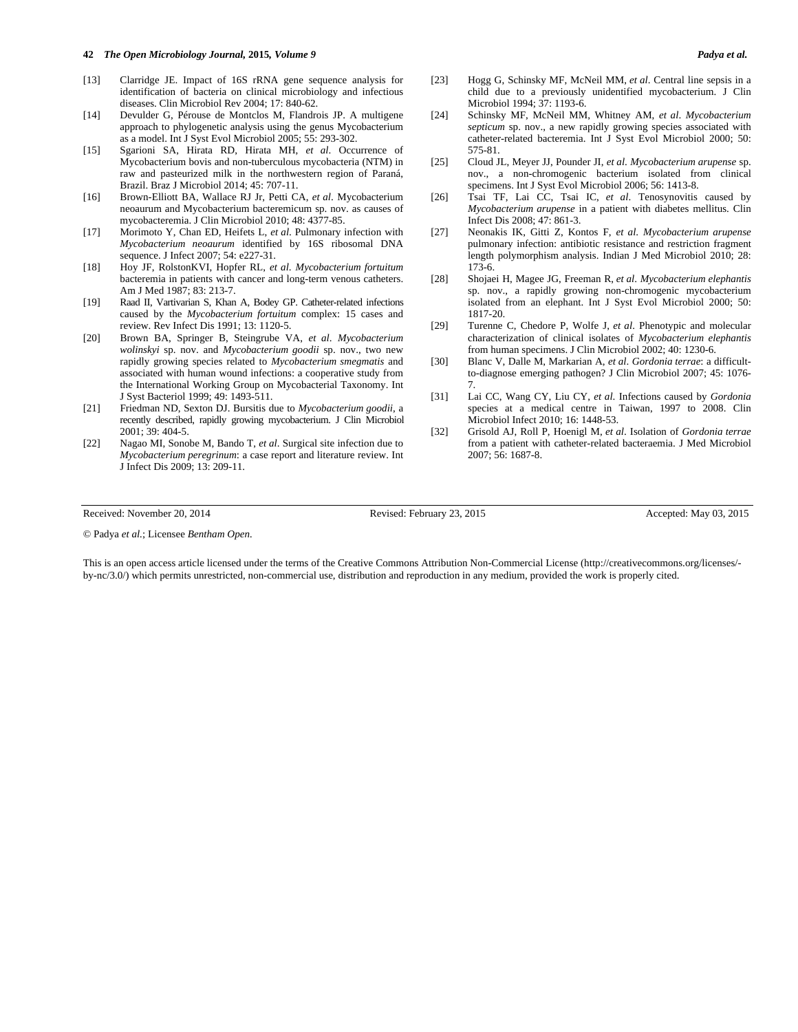[13] Clarridge JE. Impact of 16S rRNA gene sequence analysis for identification of bacteria on clinical microbiology and infectious diseases. Clin Microbiol Rev 2004; 17: 840-62.

[14] Devulder G, Pérouse de Montclos M, Flandrois JP. A multigene approach to phylogenetic analysis using the genus Mycobacterium as a model. Int J Syst Evol Microbiol 2005; 55: 293-302.

[15] Sgarioni SA, Hirata RD, Hirata MH, *et al*. Occurrence of Mycobacterium bovis and non-tuberculous mycobacteria (NTM) in raw and pasteurized milk in the northwestern region of Paraná, Brazil. Braz J Microbiol 2014; 45: 707-11.

[16] Brown-Elliott BA, Wallace RJ Jr, Petti CA, *et al*. Mycobacterium neoaurum and Mycobacterium bacteremicum sp. nov. as causes of mycobacteremia. J Clin Microbiol 2010; 48: 4377-85.

[17] Morimoto Y, Chan ED, Heifets L, *et al*. Pulmonary infection with *Mycobacterium neoaurum* identified by 16S ribosomal DNA sequence. J Infect 2007; 54: e227-31.

[18] Hoy JF, RolstonKVI, Hopfer RL, *et al*. *Mycobacterium fortuitum* bacteremia in patients with cancer and long-term venous catheters. Am J Med 1987; 83: 213-7.

[19] Raad II, Vartivarian S, Khan A, Bodey GP. Catheter-related infections caused by the *Mycobacterium fortuitum* complex: 15 cases and review. Rev Infect Dis 1991; 13: 1120-5.

[20] Brown BA, Springer B, Steingrube VA, *et al*. *Mycobacterium wolinskyi* sp. nov. and *Mycobacterium goodii* sp. nov., two new rapidly growing species related to *Mycobacterium smegmatis* and associated with human wound infections: a cooperative study from the International Working Group on Mycobacterial Taxonomy. Int J Syst Bacteriol 1999; 49: 1493-511.

[21] Friedman ND, Sexton DJ. Bursitis due to *Mycobacterium goodii*, a recently described, rapidly growing mycobacterium. J Clin Microbiol 2001; 39: 404-5.

[22] Nagao MI, Sonobe M, Bando T, *et al*. Surgical site infection due to *Mycobacterium peregrinum*: a case report and literature review. Int J Infect Dis 2009; 13: 209-11.

[23] Hogg G, Schinsky MF, McNeil MM, *et al*. Central line sepsis in a child due to a previously unidentified mycobacterium. J Clin Microbiol 1994; 37: 1193-6.

[24] Schinsky MF, McNeil MM, Whitney AM, *et al*. *Mycobacterium septicum* sp. nov., a new rapidly growing species associated with catheter-related bacteremia. Int J Syst Evol Microbiol 2000; 50: 575-81.

[25] Cloud JL, Meyer JJ, Pounder JI, *et al*. *Mycobacterium arupense* sp. nov., a non-chromogenic bacterium isolated from clinical specimens. Int J Syst Evol Microbiol 2006; 56: 1413-8.

[26] Tsai TF, Lai CC, Tsai IC, *et al*. Tenosynovitis caused by *Mycobacterium arupense* in a patient with diabetes mellitus. Clin Infect Dis 2008; 47: 861-3.

[27] Neonakis IK, Gitti Z, Kontos F, *et al*. *Mycobacterium arupense* pulmonary infection: antibiotic resistance and restriction fragment length polymorphism analysis. Indian J Med Microbiol 2010; 28: 173-6.

[28] Shojaei H, Magee JG, Freeman R, *et al*. *Mycobacterium elephantis* sp. nov., a rapidly growing non-chromogenic mycobacterium isolated from an elephant. Int J Syst Evol Microbiol 2000; 50: 1817-20.

[29] Turenne C, Chedore P, Wolfe J, *et al*. Phenotypic and molecular characterization of clinical isolates of *Mycobacterium elephantis* from human specimens. J Clin Microbiol 2002; 40: 1230-6.

[30] Blanc V, Dalle M, Markarian A, *et al*. *Gordonia terrae*: a difficult-to-diagnose emerging pathogen? J Clin Microbiol 2007; 45: 1076-7.

[31] Lai CC, Wang CY, Liu CY, *et al*. Infections caused by *Gordonia* species at a medical centre in Taiwan, 1997 to 2008. Clin Microbiol Infect 2010; 16: 1448-53.

[32] Grisold AJ, Roll P, Hoenigl M, *et al*. Isolation of *Gordonia terrae* from a patient with catheter-related bacteraemia. J Med Microbiol 2007; 56: 1687-8.

Received: November 20, 2014 Revised: February 23, 2015 Accepted: May 03, 2015

© Padya *et al.*; Licensee *Bentham Open*.

This is an open access article licensed under the terms of the Creative Commons Attribution Non-Commercial License (http://creativecommons.org/licenses/-by-nc/3.0/) which permits unrestricted, non-commercial use, distribution and reproduction in any medium, provided the work is properly cited.